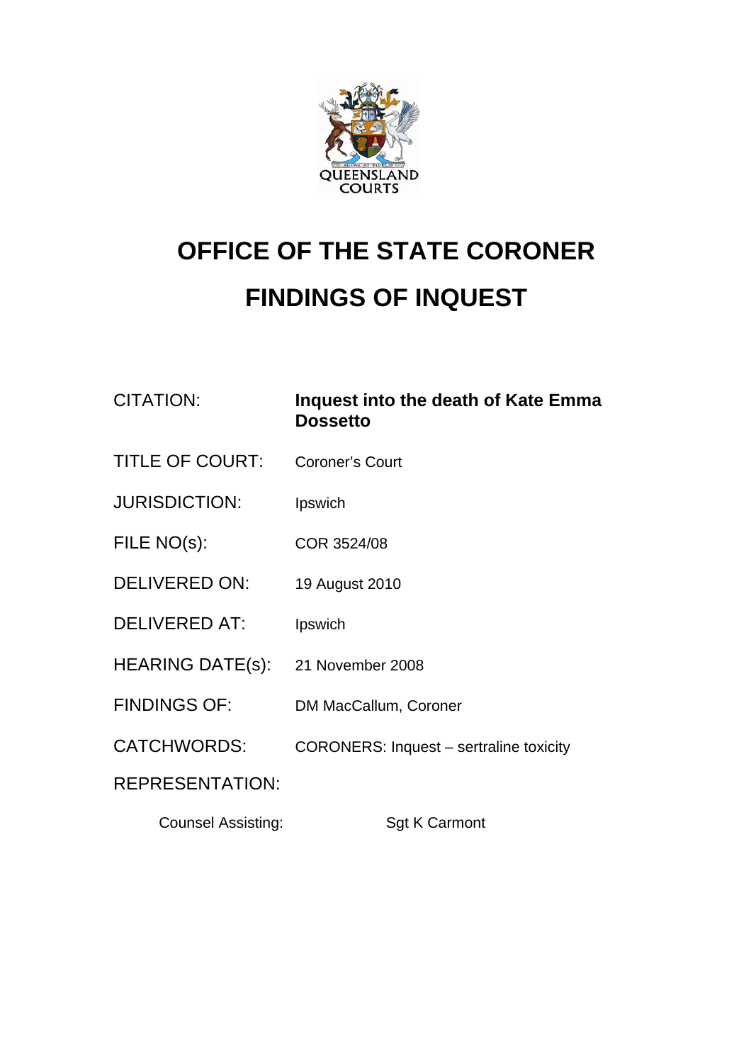# OFFICE OF THE STATE CORONER

# FINDINGS OF INQUEST

| | |
|---|---|
| CITATION: | **Inquest into the death of Kate Emma Dossetto** |
| TITLE OF COURT: | Coroner's Court |
| JURISDICTION: | Ipswich |
| FILE NO(s): | COR 3524/08 |
| DELIVERED ON: | 19 August 2010 |
| DELIVERED AT: | Ipswich |
| HEARING DATE(s): | 21 November 2008 |
| FINDINGS OF: | DM MacCallum, Coroner |
| CATCHWORDS: | CORONERS: Inquest – sertraline toxicity |
| REPRESENTATION: | |

Counsel Assisting: Sgt K Carmont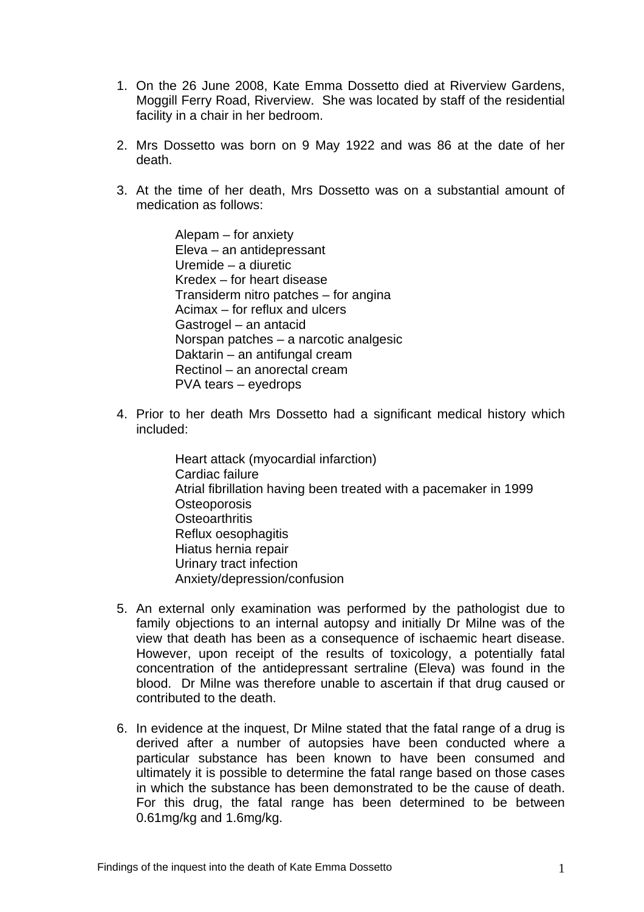1. On the 26 June 2008, Kate Emma Dossetto died at Riverview Gardens, Moggill Ferry Road, Riverview. She was located by staff of the residential facility in a chair in her bedroom.

2. Mrs Dossetto was born on 9 May 1922 and was 86 at the date of her death.

3. At the time of her death, Mrs Dossetto was on a substantial amount of medication as follows:

   Alepam – for anxiety
   Eleva – an antidepressant
   Uremide – a diuretic
   Kredex – for heart disease
   Transiderm nitro patches – for angina
   Acimax – for reflux and ulcers
   Gastrogel – an antacid
   Norspan patches – a narcotic analgesic
   Daktarin – an antifungal cream
   Rectinol – an anorectal cream
   PVA tears – eyedrops

4. Prior to her death Mrs Dossetto had a significant medical history which included:

   Heart attack (myocardial infarction)
   Cardiac failure
   Atrial fibrillation having been treated with a pacemaker in 1999
   Osteoporosis
   Osteoarthritis
   Reflux oesophagitis
   Hiatus hernia repair
   Urinary tract infection
   Anxiety/depression/confusion

5. An external only examination was performed by the pathologist due to family objections to an internal autopsy and initially Dr Milne was of the view that death has been as a consequence of ischaemic heart disease. However, upon receipt of the results of toxicology, a potentially fatal concentration of the antidepressant sertraline (Eleva) was found in the blood. Dr Milne was therefore unable to ascertain if that drug caused or contributed to the death.

6. In evidence at the inquest, Dr Milne stated that the fatal range of a drug is derived after a number of autopsies have been conducted where a particular substance has been known to have been consumed and ultimately it is possible to determine the fatal range based on those cases in which the substance has been demonstrated to be the cause of death. For this drug, the fatal range has been determined to be between 0.61mg/kg and 1.6mg/kg.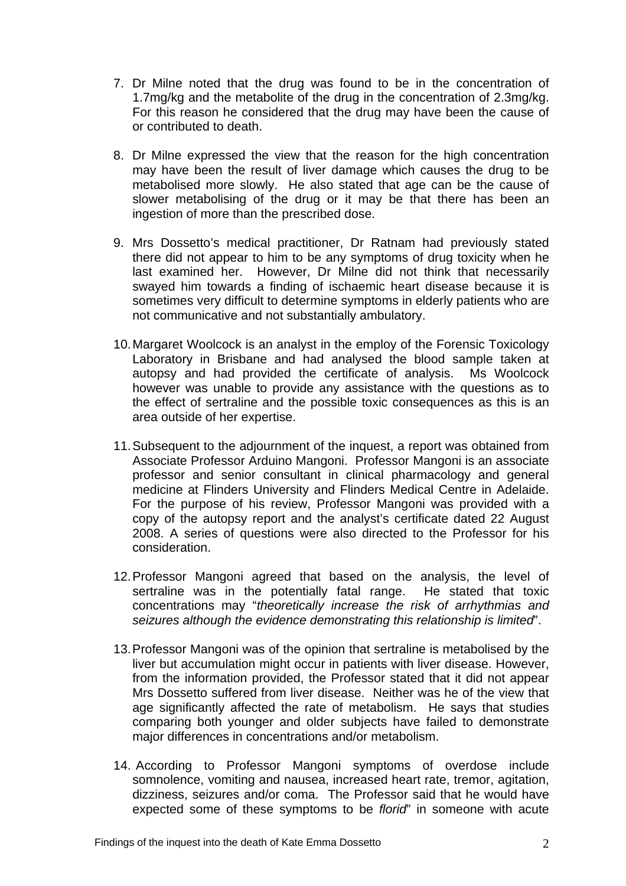7. Dr Milne noted that the drug was found to be in the concentration of 1.7mg/kg and the metabolite of the drug in the concentration of 2.3mg/kg. For this reason he considered that the drug may have been the cause of or contributed to death.

8. Dr Milne expressed the view that the reason for the high concentration may have been the result of liver damage which causes the drug to be metabolised more slowly. He also stated that age can be the cause of slower metabolising of the drug or it may be that there has been an ingestion of more than the prescribed dose.

9. Mrs Dossetto's medical practitioner, Dr Ratnam had previously stated there did not appear to him to be any symptoms of drug toxicity when he last examined her. However, Dr Milne did not think that necessarily swayed him towards a finding of ischaemic heart disease because it is sometimes very difficult to determine symptoms in elderly patients who are not communicative and not substantially ambulatory.

10. Margaret Woolcock is an analyst in the employ of the Forensic Toxicology Laboratory in Brisbane and had analysed the blood sample taken at autopsy and had provided the certificate of analysis. Ms Woolcock however was unable to provide any assistance with the questions as to the effect of sertraline and the possible toxic consequences as this is an area outside of her expertise.

11. Subsequent to the adjournment of the inquest, a report was obtained from Associate Professor Arduino Mangoni. Professor Mangoni is an associate professor and senior consultant in clinical pharmacology and general medicine at Flinders University and Flinders Medical Centre in Adelaide. For the purpose of his review, Professor Mangoni was provided with a copy of the autopsy report and the analyst's certificate dated 22 August 2008. A series of questions were also directed to the Professor for his consideration.

12. Professor Mangoni agreed that based on the analysis, the level of sertraline was in the potentially fatal range. He stated that toxic concentrations may "*theoretically increase the risk of arrhythmias and seizures although the evidence demonstrating this relationship is limited*".

13. Professor Mangoni was of the opinion that sertraline is metabolised by the liver but accumulation might occur in patients with liver disease. However, from the information provided, the Professor stated that it did not appear Mrs Dossetto suffered from liver disease. Neither was he of the view that age significantly affected the rate of metabolism. He says that studies comparing both younger and older subjects have failed to demonstrate major differences in concentrations and/or metabolism.

14. According to Professor Mangoni symptoms of overdose include somnolence, vomiting and nausea, increased heart rate, tremor, agitation, dizziness, seizures and/or coma. The Professor said that he would have expected some of these symptoms to be *florid*" in someone with acute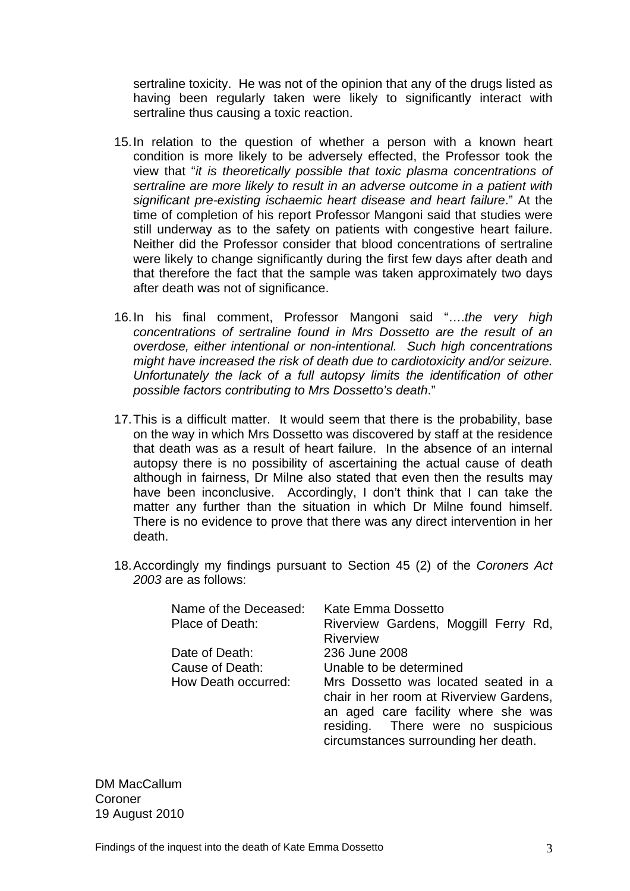sertraline toxicity. He was not of the opinion that any of the drugs listed as having been regularly taken were likely to significantly interact with sertraline thus causing a toxic reaction.

15. In relation to the question of whether a person with a known heart condition is more likely to be adversely effected, the Professor took the view that "*it is theoretically possible that toxic plasma concentrations of sertraline are more likely to result in an adverse outcome in a patient with significant pre-existing ischaemic heart disease and heart failure*." At the time of completion of his report Professor Mangoni said that studies were still underway as to the safety on patients with congestive heart failure. Neither did the Professor consider that blood concentrations of sertraline were likely to change significantly during the first few days after death and that therefore the fact that the sample was taken approximately two days after death was not of significance.

16. In his final comment, Professor Mangoni said "….*the very high concentrations of sertraline found in Mrs Dossetto are the result of an overdose, either intentional or non-intentional. Such high concentrations might have increased the risk of death due to cardiotoxicity and/or seizure. Unfortunately the lack of a full autopsy limits the identification of other possible factors contributing to Mrs Dossetto's death*."

17. This is a difficult matter. It would seem that there is the probability, base on the way in which Mrs Dossetto was discovered by staff at the residence that death was as a result of heart failure. In the absence of an internal autopsy there is no possibility of ascertaining the actual cause of death although in fairness, Dr Milne also stated that even then the results may have been inconclusive. Accordingly, I don't think that I can take the matter any further than the situation in which Dr Milne found himself. There is no evidence to prove that there was any direct intervention in her death.

18. Accordingly my findings pursuant to Section 45 (2) of the *Coroners Act 2003* are as follows:

| | |
|---|---|
| Name of the Deceased: | Kate Emma Dossetto |
| Place of Death: | Riverview Gardens, Moggill Ferry Rd, Riverview |
| Date of Death: | 236 June 2008 |
| Cause of Death: | Unable to be determined |
| How Death occurred: | Mrs Dossetto was located seated in a chair in her room at Riverview Gardens, an aged care facility where she was residing. There were no suspicious circumstances surrounding her death. |

DM MacCallum
Coroner
19 August 2010